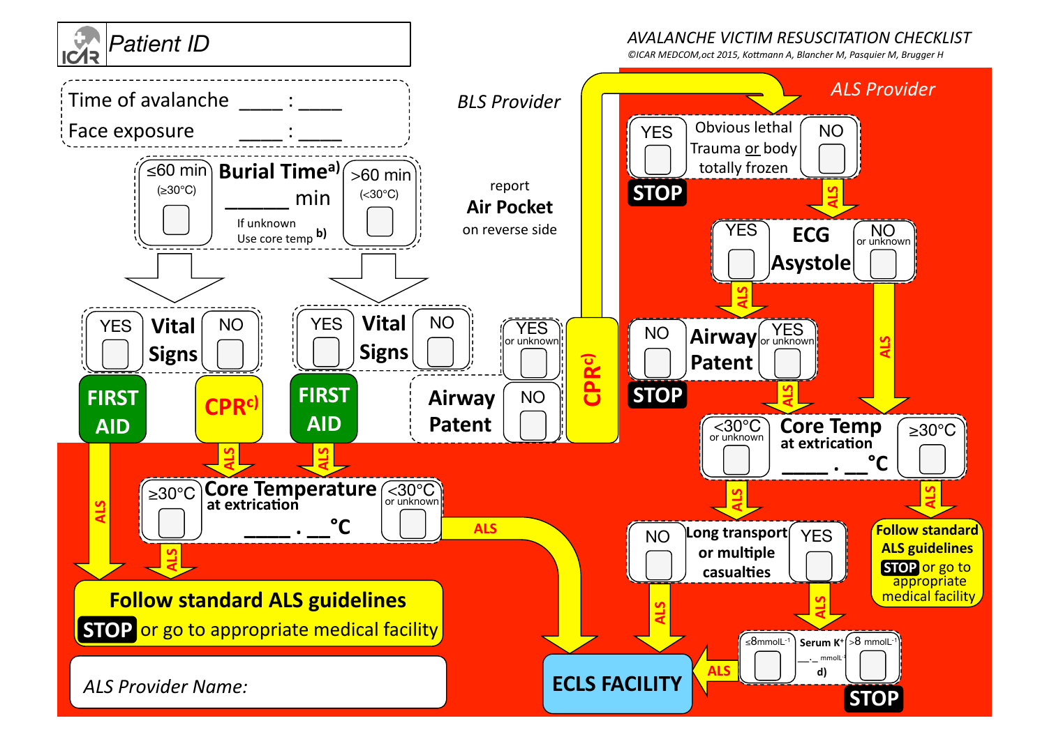Patient ID

# AVALANCHE VICTIM RESUSCITATION CHECKLIST

©ICAR MEDCOM,oct 2015, Kottmann A, Blancher M, Pasquier M, Brugger H

Time of avalanche ____ : ____

Face exposure ____ : ____

## BLS Provider

**Burial Time**[a] ______ min

If unknown Use core temp [b]

- ≤60 min (≥30°C) ☐
- >60 min (<30°C) ☐

**≤60 min (≥30°C):**

**Vital Signs**

- YES ☐ → **FIRST AID** → ALS → Follow standard ALS guidelines
- NO ☐ → **CPR**[c] → ALS → Core Temperature

**>60 min (<30°C):**

**Vital Signs**

- YES ☐ → **FIRST AID** → ALS → Core Temperature
- NO ☐ → **Airway Patent**
  - YES or unknown ☐ → **CPR**[c] → ALS Provider
  - NO ☐

report **Air Pocket** on reverse side

**Core Temperature** at extrication ____ . __°C

- ≥30°C ☐ → ALS → Follow standard ALS guidelines
- <30°C or unknown ☐ → ALS → ECLS FACILITY

**Follow standard ALS guidelines**

**STOP** or go to appropriate medical facility

ALS Provider Name:

## ALS Provider

**Obvious lethal Trauma or body totally frozen**

- YES ☐ → **STOP**
- NO ☐ → ALS → ECG Asystole

**ECG Asystole**

- YES ☐ → ALS → Airway Patent
- NO or unknown ☐ → ALS → Core Temp

**Airway Patent**

- NO ☐ → **STOP**
- YES or unknown ☐ → ALS → Core Temp

**Core Temp** at extrication ____ . __°C

- <30°C or unknown ☐ → ALS → Long transport or multiple casualties
- ≥30°C ☐ → ALS → Follow standard ALS guidelines **STOP** or go to appropriate medical facility

**Long transport or multiple casualties**

- NO ☐ → ALS → ECLS FACILITY
- YES ☐ → ALS → Serum $K^+$

**Serum $K^+$** __.__ $mmolL^{-1}$ d)

- $\leq 8 mmolL^{-1}$ ☐ → ALS → **ECLS FACILITY**
- $>8 mmolL^{-1}$ ☐ → **STOP**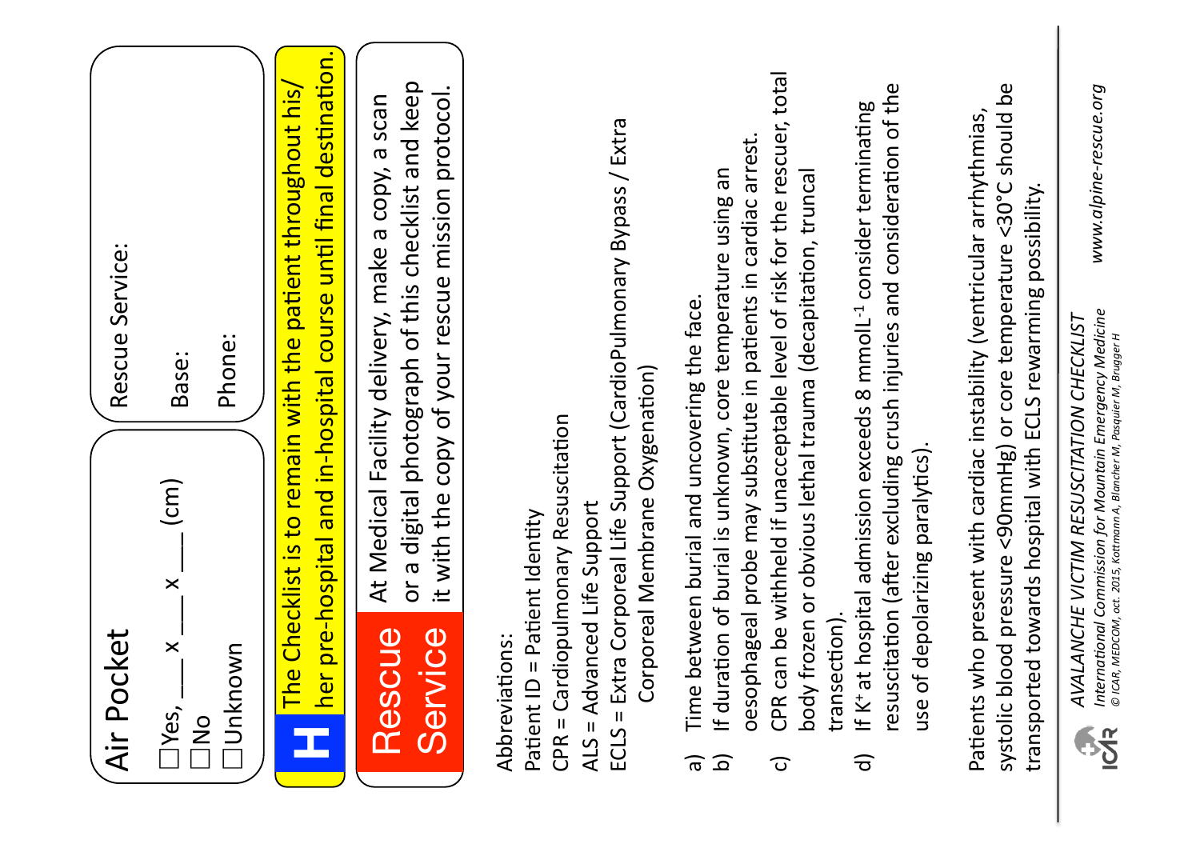## Air Pocket

☐ Yes, ___ x ___ x ___ (cm)
☐ No
☐ Unknown

Rescue Service:

Base:

Phone:

**H** The Checklist is to remain with the patient throughout his/her pre-hospital and in-hospital course until final destination.

**Rescue Service** At Medical Facility delivery, make a copy, a scan or a digital photograph of this checklist and keep it with the copy of your rescue mission protocol.

Abbreviations:
Patient ID = Patient Identity
CPR = Cardiopulmonary Resuscitation
ALS = Advanced Life Support
ECLS = Extra Corporeal Life Support (CardioPulmonary Bypass / Extra Corporeal Membrane Oxygenation)

a) Time between burial and uncovering the face.
b) If duration of burial is unknown, core temperature using an oesophageal probe may substitute in patients in cardiac arrest.
c) CPR can be withheld if unacceptable level of risk for the rescuer, total body frozen or obvious lethal trauma (decapitation, truncal transection).
d) If $K^+$ at hospital admission exceeds 8 $mmolL^{-1}$ consider terminating resuscitation (after excluding crush injuries and consideration of the use of depolarizing paralytics).

Patients who present with cardiac instability (ventricular arrhythmias, systolic blood pressure <90mmHg) or core temperature <30°C should be transported towards hospital with ECLS rewarming possibility.

ICAR

*AVALANCHE VICTIM RESUSCITATION CHECKLIST*
*International Commission for Mountain Emergency Medicine*
*© ICAR, MEDCOM, oct. 2015, Kottmann A, Blancher M, Pasquier M, Brugger H*

*www.alpine-rescue.org*